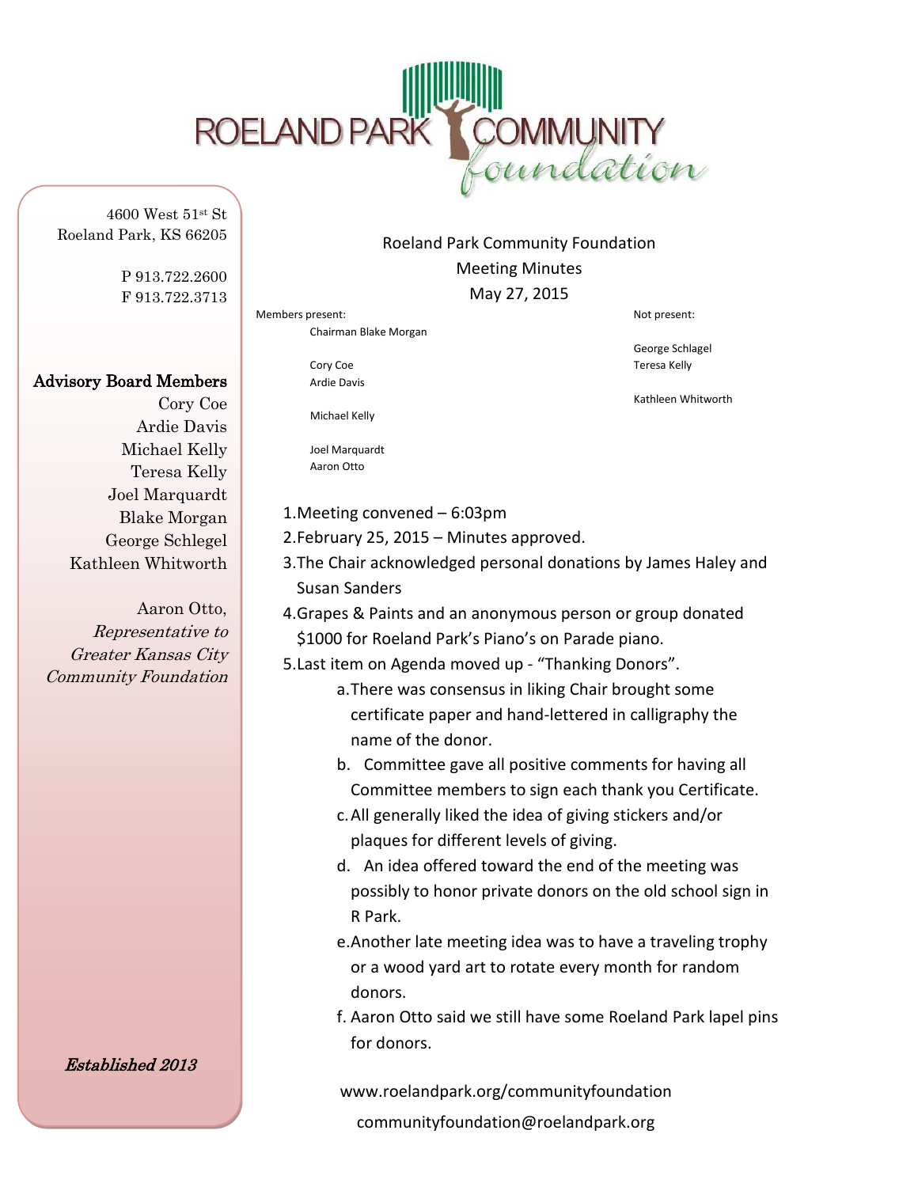ROELAND PARK COMMUNITY foundation

4600 West 51st St
Roeland Park, KS 66205

P 913.722.2600
F 913.722.3713

**Advisory Board Members**
Cory Coe
Ardie Davis
Michael Kelly
Teresa Kelly
Joel Marquardt
Blake Morgan
George Schlegel
Kathleen Whitworth

Aaron Otto,
*Representative to Greater Kansas City Community Foundation*

***Established 2013***

# Roeland Park Community Foundation
## Meeting Minutes
## May 27, 2015

Members present:
- Chairman Blake Morgan
- Cory Coe
- Ardie Davis
- Michael Kelly
- Joel Marquardt
- Aaron Otto

Not present:
- George Schlagel
- Teresa Kelly
- Kathleen Whitworth

1. Meeting convened – 6:03pm
2. February 25, 2015 – Minutes approved.
3. The Chair acknowledged personal donations by James Haley and Susan Sanders
4. Grapes & Paints and an anonymous person or group donated $1000 for Roeland Park's Piano's on Parade piano.
5. Last item on Agenda moved up - "Thanking Donors".
   a. There was consensus in liking Chair brought some certificate paper and hand-lettered in calligraphy the name of the donor.
   b. Committee gave all positive comments for having all Committee members to sign each thank you Certificate.
   c. All generally liked the idea of giving stickers and/or plaques for different levels of giving.
   d. An idea offered toward the end of the meeting was possibly to honor private donors on the old school sign in R Park.
   e. Another late meeting idea was to have a traveling trophy or a wood yard art to rotate every month for random donors.
   f. Aaron Otto said we still have some Roeland Park lapel pins for donors.

www.roelandpark.org/communityfoundation
communityfoundation@roelandpark.org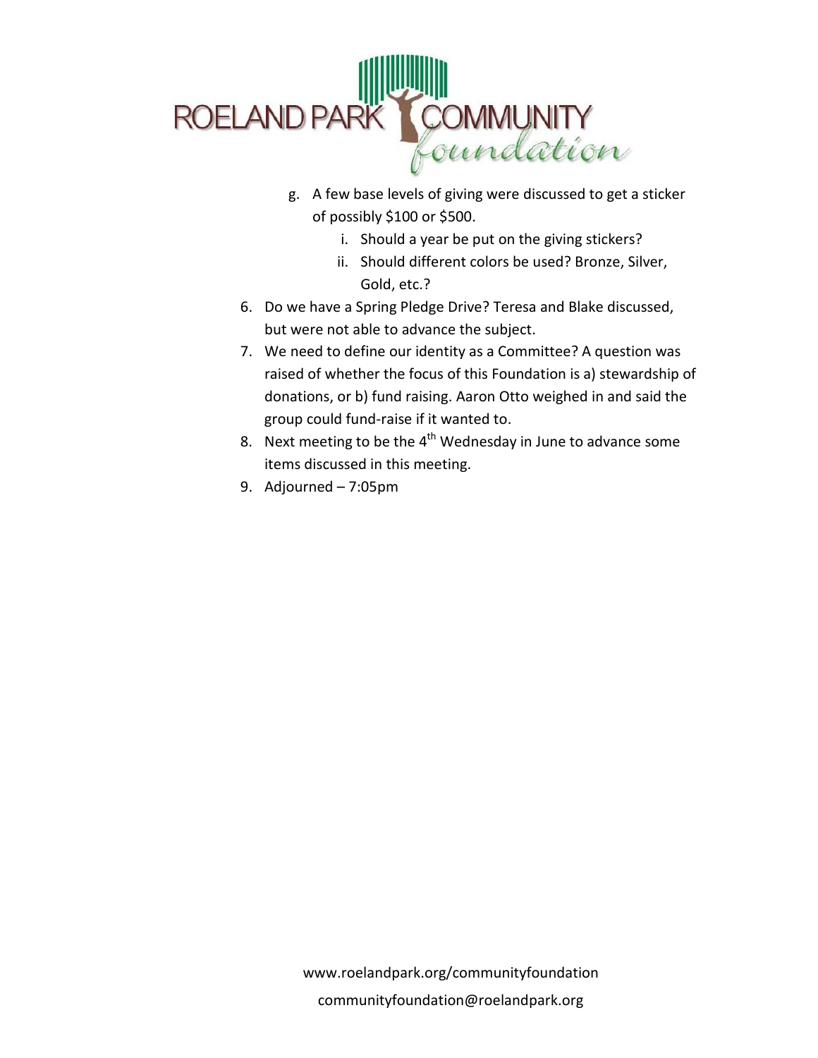g. A few base levels of giving were discussed to get a sticker of possibly $100 or $500.
   i. Should a year be put on the giving stickers?
   ii. Should different colors be used? Bronze, Silver, Gold, etc.?

6. Do we have a Spring Pledge Drive? Teresa and Blake discussed, but were not able to advance the subject.
7. We need to define our identity as a Committee? A question was raised of whether the focus of this Foundation is a) stewardship of donations, or b) fund raising. Aaron Otto weighed in and said the group could fund-raise if it wanted to.
8. Next meeting to be the 4th Wednesday in June to advance some items discussed in this meeting.
9. Adjourned – 7:05pm